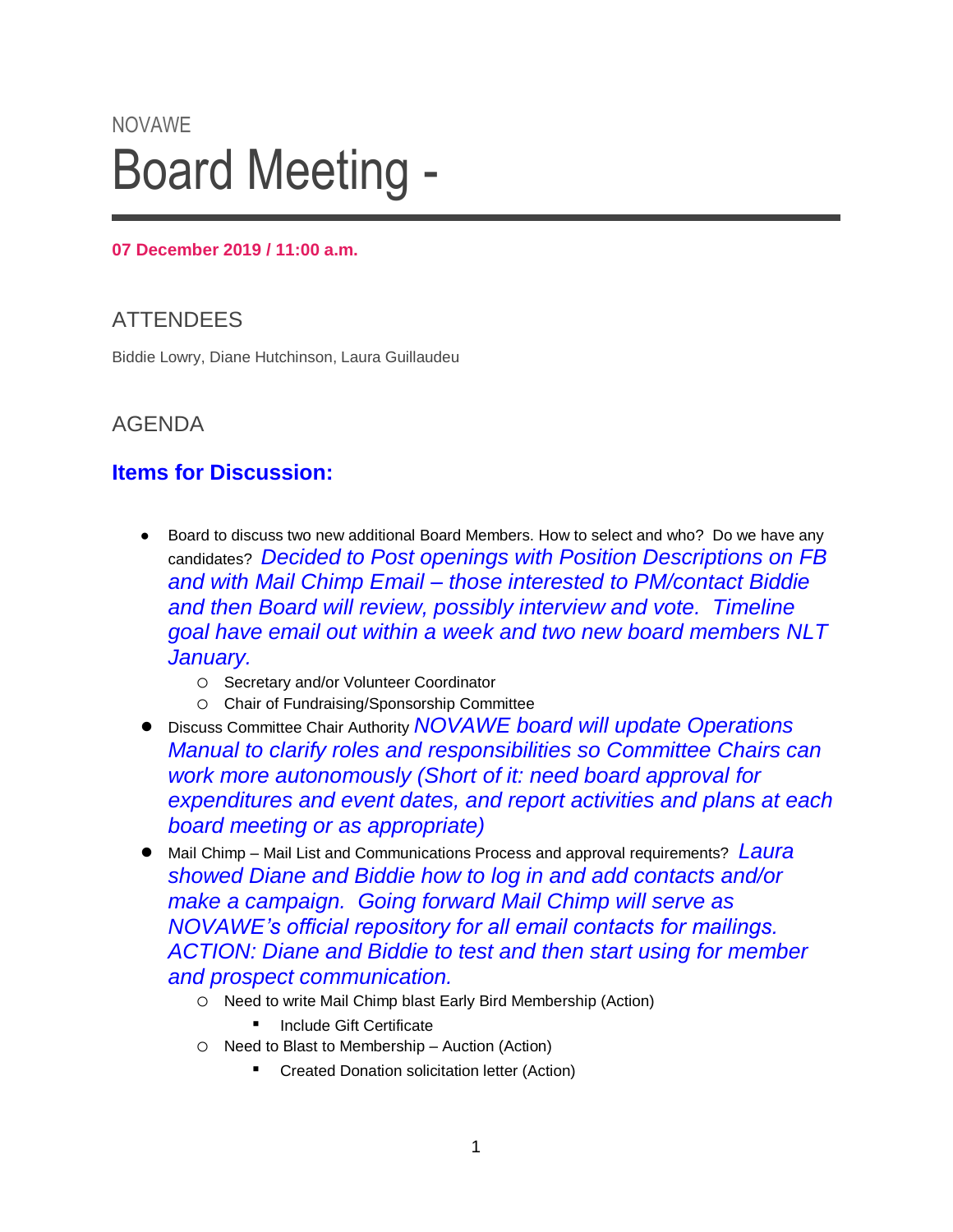NOVAWE

# Board Meeting -

**07 December 2019 / 11:00 a.m.**

## ATTENDEES

Biddie Lowry, Diane Hutchinson, Laura Guillaudeu

## AGENDA

### Items for Discussion:

- Board to discuss two new additional Board Members. How to select and who? Do we have any candidates? *Decided to Post openings with Position Descriptions on FB and with Mail Chimp Email – those interested to PM/contact Biddie and then Board will review, possibly interview and vote. Timeline goal have email out within a week and two new board members NLT January.*
  - Secretary and/or Volunteer Coordinator
  - Chair of Fundraising/Sponsorship Committee
- Discuss Committee Chair Authority *NOVAWE board will update Operations Manual to clarify roles and responsibilities so Committee Chairs can work more autonomously (Short of it: need board approval for expenditures and event dates, and report activities and plans at each board meeting or as appropriate)*
- Mail Chimp – Mail List and Communications Process and approval requirements? *Laura showed Diane and Biddie how to log in and add contacts and/or make a campaign. Going forward Mail Chimp will serve as NOVAWE's official repository for all email contacts for mailings. ACTION: Diane and Biddie to test and then start using for member and prospect communication.*
  - Need to write Mail Chimp blast Early Bird Membership (Action)
    - Include Gift Certificate
  - Need to Blast to Membership – Auction (Action)
    - Created Donation solicitation letter (Action)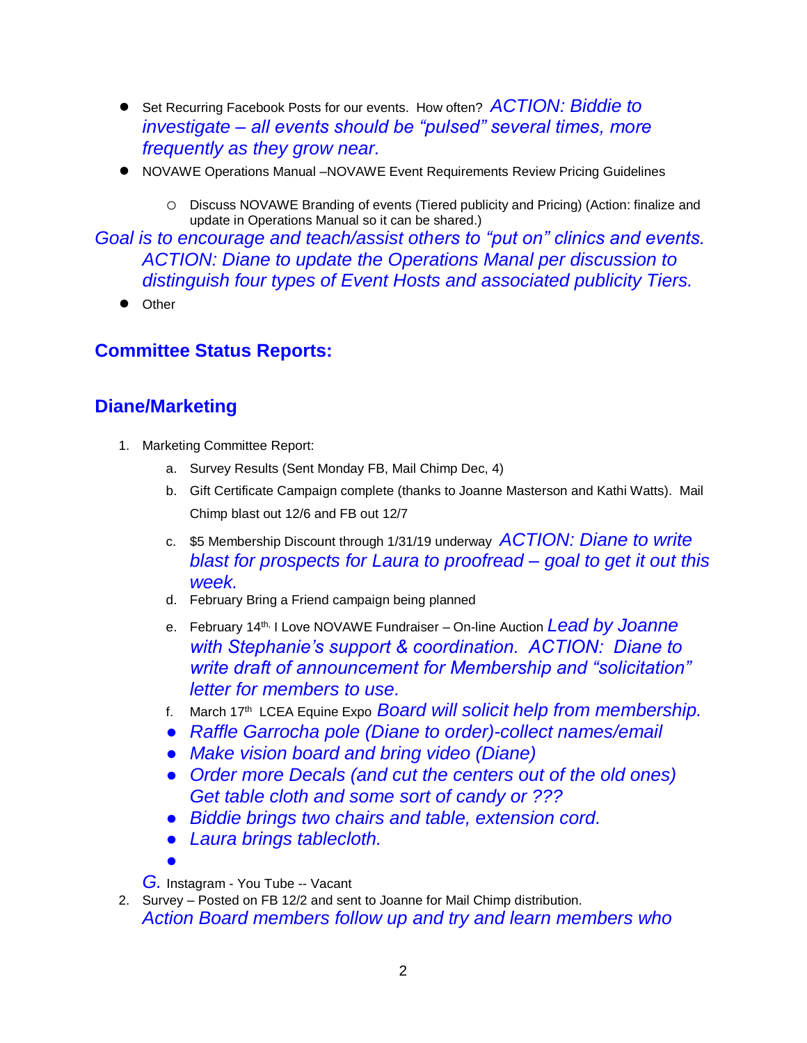- Set Recurring Facebook Posts for our events. How often? *ACTION: Biddie to investigate – all events should be "pulsed" several times, more frequently as they grow near.*
- NOVAWE Operations Manual –NOVAWE Event Requirements Review Pricing Guidelines
  - Discuss NOVAWE Branding of events (Tiered publicity and Pricing) (Action: finalize and update in Operations Manual so it can be shared.)

*Goal is to encourage and teach/assist others to "put on" clinics and events. ACTION: Diane to update the Operations Manal per discussion to distinguish four types of Event Hosts and associated publicity Tiers.*

- Other

## Committee Status Reports:

## Diane/Marketing

1. Marketing Committee Report:
   a. Survey Results (Sent Monday FB, Mail Chimp Dec, 4)
   b. Gift Certificate Campaign complete (thanks to Joanne Masterson and Kathi Watts). Mail Chimp blast out 12/6 and FB out 12/7
   c. $5 Membership Discount through 1/31/19 underway *ACTION: Diane to write blast for prospects for Laura to proofread – goal to get it out this week.*
   d. February Bring a Friend campaign being planned
   e. February 14th, I Love NOVAWE Fundraiser – On-line Auction *Lead by Joanne with Stephanie's support & coordination. ACTION: Diane to write draft of announcement for Membership and "solicitation" letter for members to use.*
   f. March 17th LCEA Equine Expo *Board will solicit help from membership.*
      - *Raffle Garrocha pole (Diane to order)-collect names/email*
      - *Make vision board and bring video (Diane)*
      - *Order more Decals (and cut the centers out of the old ones) Get table cloth and some sort of candy or ???*
      - *Biddie brings two chairs and table, extension cord.*
      - *Laura brings tablecloth.*
      -
   *G.* Instagram - You Tube -- Vacant
2. Survey – Posted on FB 12/2 and sent to Joanne for Mail Chimp distribution.
   *Action Board members follow up and try and learn members who*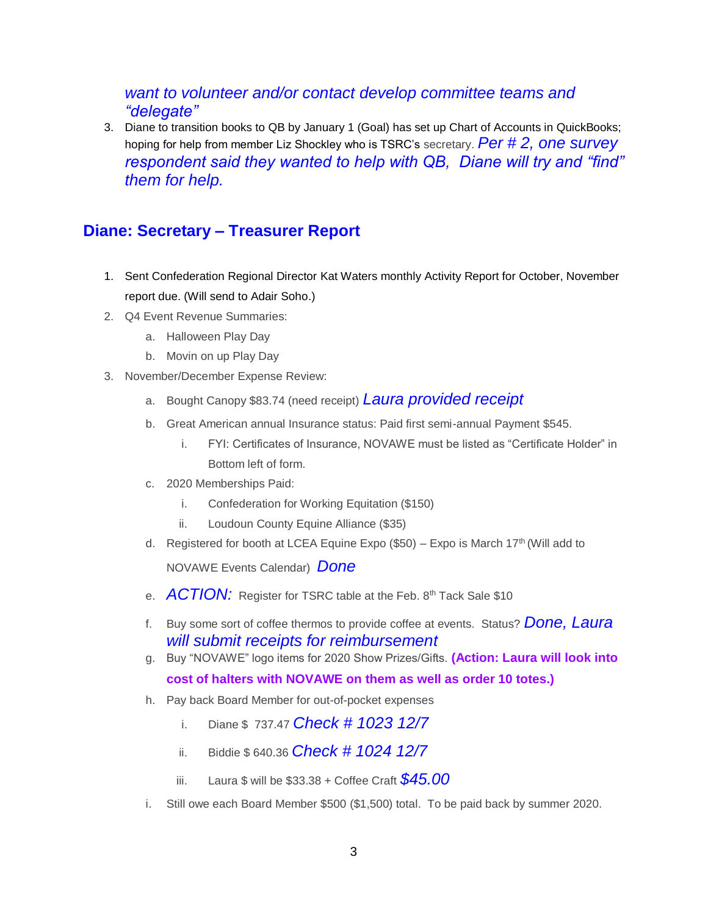*want to volunteer and/or contact develop committee teams and "delegate"*

3. Diane to transition books to QB by January 1 (Goal) has set up Chart of Accounts in QuickBooks; hoping for help from member Liz Shockley who is TSRC's secretary. *Per # 2, one survey respondent said they wanted to help with QB, Diane will try and "find" them for help.*

## Diane: Secretary – Treasurer Report

1. Sent Confederation Regional Director Kat Waters monthly Activity Report for October, November report due. (Will send to Adair Soho.)
2. Q4 Event Revenue Summaries:
   a. Halloween Play Day
   b. Movin on up Play Day
3. November/December Expense Review:
   a. Bought Canopy $83.74 (need receipt) *Laura provided receipt*
   b. Great American annual Insurance status: Paid first semi-annual Payment $545.
      i. FYI: Certificates of Insurance, NOVAWE must be listed as "Certificate Holder" in Bottom left of form.
   c. 2020 Memberships Paid:
      i. Confederation for Working Equitation ($150)
      ii. Loudoun County Equine Alliance ($35)
   d. Registered for booth at LCEA Equine Expo ($50) – Expo is March 17th (Will add to NOVAWE Events Calendar) *Done*
   e. *ACTION:* Register for TSRC table at the Feb. 8th Tack Sale $10
   f. Buy some sort of coffee thermos to provide coffee at events. Status? *Done, Laura will submit receipts for reimbursement*
   g. Buy "NOVAWE" logo items for 2020 Show Prizes/Gifts. **(Action: Laura will look into cost of halters with NOVAWE on them as well as order 10 totes.)**
   h. Pay back Board Member for out-of-pocket expenses
      i. Diane $ 737.47 *Check # 1023 12/7*
      ii. Biddie $ 640.36 *Check # 1024 12/7*
      iii. Laura $ will be $33.38 + Coffee Craft *$45.00*
   i. Still owe each Board Member $500 ($1,500) total. To be paid back by summer 2020.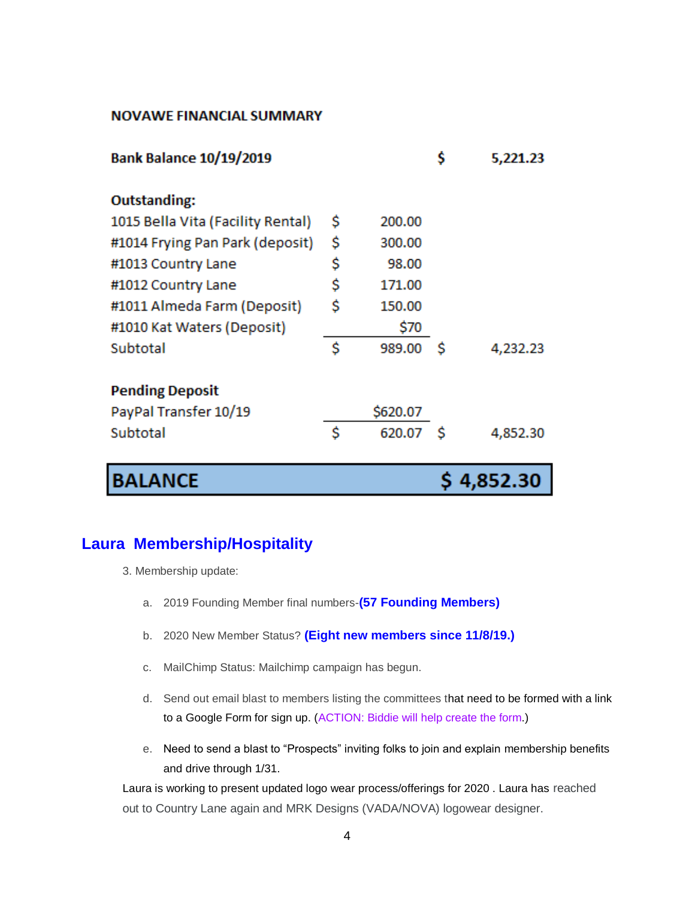**NOVAWE FINANCIAL SUMMARY**

| | | | |
|---|---|---|---|
| **Bank Balance 10/19/2019** | | $ | **5,221.23** |
| | | | |
| **Outstanding:** | | | |
| 1015 Bella Vita (Facility Rental) | $ 200.00 | | |
| #1014 Frying Pan Park (deposit) | $ 300.00 | | |
| #1013 Country Lane | $ 98.00 | | |
| #1012 Country Lane | $ 171.00 | | |
| #1011 Almeda Farm (Deposit) | $ 150.00 | | |
| #1010 Kat Waters (Deposit) | $70 | | |
| Subtotal | $ 989.00 | $ | 4,232.23 |
| | | | |
| **Pending Deposit** | | | |
| PayPal Transfer 10/19 | $620.07 | | |
| Subtotal | $ 620.07 | $ | 4,852.30 |
| | | | |
| **BALANCE** | | | **$ 4,852.30** |

## Laura Membership/Hospitality

3. Membership update:

   a. 2019 Founding Member final numbers-**(57 Founding Members)**

   b. 2020 New Member Status? **(Eight new members since 11/8/19.)**

   c. MailChimp Status: Mailchimp campaign has begun.

   d. Send out email blast to members listing the committees that need to be formed with a link to a Google Form for sign up. (ACTION: Biddie will help create the form.)

   e. Need to send a blast to "Prospects" inviting folks to join and explain membership benefits and drive through 1/31.

Laura is working to present updated logo wear process/offerings for 2020 . Laura has reached out to Country Lane again and MRK Designs (VADA/NOVA) logowear designer.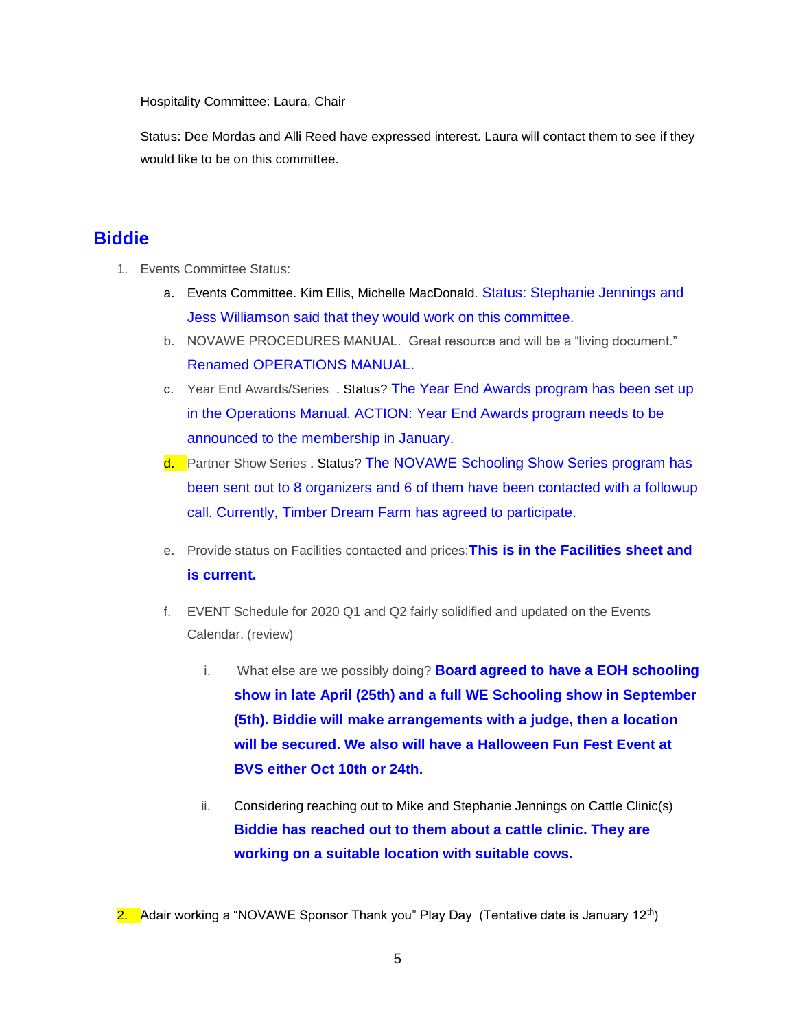Hospitality Committee: Laura, Chair

Status: Dee Mordas and Alli Reed have expressed interest. Laura will contact them to see if they would like to be on this committee.

## Biddie

1. Events Committee Status:
   a. Events Committee. Kim Ellis, Michelle MacDonald. Status: Stephanie Jennings and Jess Williamson said that they would work on this committee.
   b. NOVAWE PROCEDURES MANUAL. Great resource and will be a "living document." Renamed OPERATIONS MANUAL.
   c. Year End Awards/Series . Status? The Year End Awards program has been set up in the Operations Manual. ACTION: Year End Awards program needs to be announced to the membership in January.
   d. Partner Show Series . Status? The NOVAWE Schooling Show Series program has been sent out to 8 organizers and 6 of them have been contacted with a followup call. Currently, Timber Dream Farm has agreed to participate.
   e. Provide status on Facilities contacted and prices: **This is in the Facilities sheet and is current.**
   f. EVENT Schedule for 2020 Q1 and Q2 fairly solidified and updated on the Events Calendar. (review)
      i. What else are we possibly doing? **Board agreed to have a EOH schooling show in late April (25th) and a full WE Schooling show in September (5th). Biddie will make arrangements with a judge, then a location will be secured. We also will have a Halloween Fun Fest Event at BVS either Oct 10th or 24th.**
      ii. Considering reaching out to Mike and Stephanie Jennings on Cattle Clinic(s) **Biddie has reached out to them about a cattle clinic. They are working on a suitable location with suitable cows.**

2. Adair working a "NOVAWE Sponsor Thank you" Play Day (Tentative date is January 12th)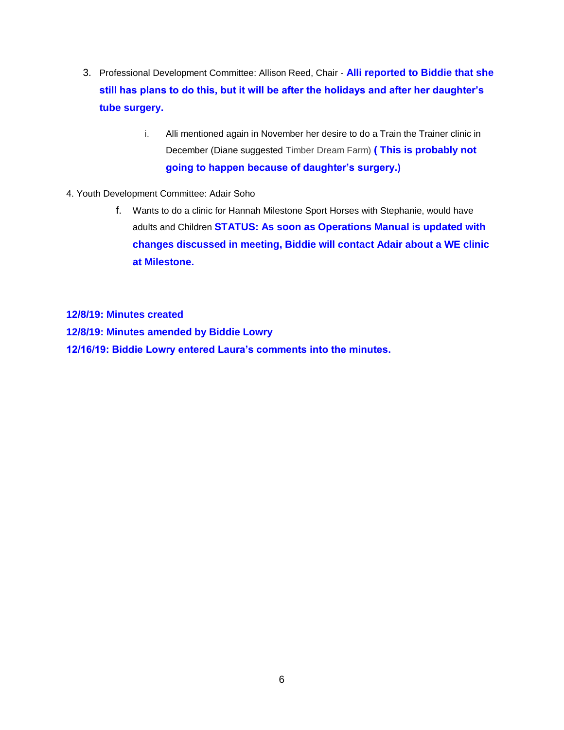3. Professional Development Committee: Allison Reed, Chair - **Alli reported to Biddie that she still has plans to do this, but it will be after the holidays and after her daughter's tube surgery.**

    i. Alli mentioned again in November her desire to do a Train the Trainer clinic in December (Diane suggested Timber Dream Farm) **( This is probably not going to happen because of daughter's surgery.)**

4. Youth Development Committee: Adair Soho

    f. Wants to do a clinic for Hannah Milestone Sport Horses with Stephanie, would have adults and Children **STATUS: As soon as Operations Manual is updated with changes discussed in meeting, Biddie will contact Adair about a WE clinic at Milestone.**

**12/8/19: Minutes created**

**12/8/19: Minutes amended by Biddie Lowry**

**12/16/19: Biddie Lowry entered Laura's comments into the minutes.**